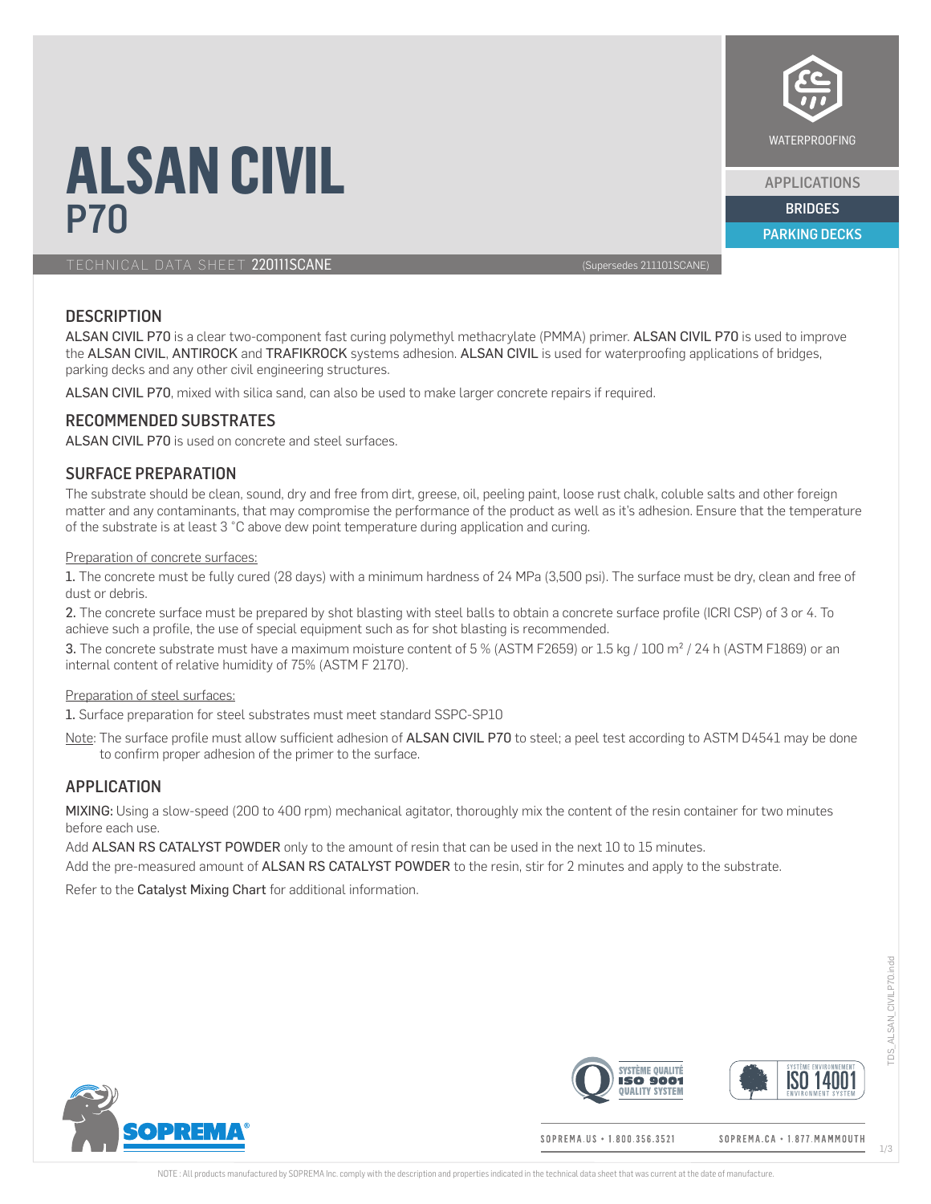# ALSAN CIVIL P70

WATERPROOFING

APPLICATIONS

BRIDGES

PARKING DECKS

TECHNICAL DATA SHEET **220111SCANE** (Supersedes 211101SCANE)

## DESCRIPTION

ALSAN CIVIL P70 is a clear two-component fast curing polymethyl methacrylate (PMMA) primer. ALSAN CIVIL P70 is used to improve the ALSAN CIVIL, ANTIROCK and TRAFIKROCK systems adhesion. ALSAN CIVIL is used for waterproofing applications of bridges, parking decks and any other civil engineering structures.

ALSAN CIVIL P70, mixed with silica sand, can also be used to make larger concrete repairs if required.

## RECOMMENDED SUBSTRATES

ALSAN CIVIL P70 is used on concrete and steel surfaces.

## SURFACE PREPARATION

The substrate should be clean, sound, dry and free from dirt, greese, oil, peeling paint, loose rust chalk, coluble salts and other foreign matter and any contaminants, that may compromise the performance of the product as well as it's adhesion. Ensure that the temperature of the substrate is at least 3 °C above dew point temperature during application and curing.

Preparation of concrete surfaces:

**1.** The concrete must be fully cured (28 days) with a minimum hardness of 24 MPa (3,500 psi). The surface must be dry, clean and free of dust or debris.

**2.** The concrete surface must be prepared by shot blasting with steel balls to obtain a concrete surface profile (ICRI CSP) of 3 or 4. To achieve such a profile, the use of special equipment such as for shot blasting is recommended.

**3.** The concrete substrate must have a maximum moisture content of 5 % (ASTM F2659) or 1.5 kg / 100 m² / 24 h (ASTM F1869) or an internal content of relative humidity of 75% (ASTM F 2170).

Preparation of steel surfaces:

**1.** Surface preparation for steel substrates must meet standard SSPC-SP10

Note: The surface profile must allow sufficient adhesion of ALSAN CIVIL P70 to steel; a peel test according to ASTM D4541 may be done to confirm proper adhesion of the primer to the surface.

## APPLICATION

MIXING: Using a slow-speed (200 to 400 rpm) mechanical agitator, thoroughly mix the content of the resin container for two minutes before each use.

Add ALSAN RS CATALYST POWDER only to the amount of resin that can be used in the next 10 to 15 minutes.

Add the pre-measured amount of ALSAN RS CATALYST POWDER to the resin, stir for 2 minutes and apply to the substrate.

Refer to the Catalyst Mixing Chart for additional information.

SOPREMA.US • 1.800.356.3521 SOPREMA.CA • 1.877.MAMMOUTH

NOTE : All products manufactured by SOPREMA Inc. comply with the description and properties indicated in the technical data sheet that was current at the date of manufacture.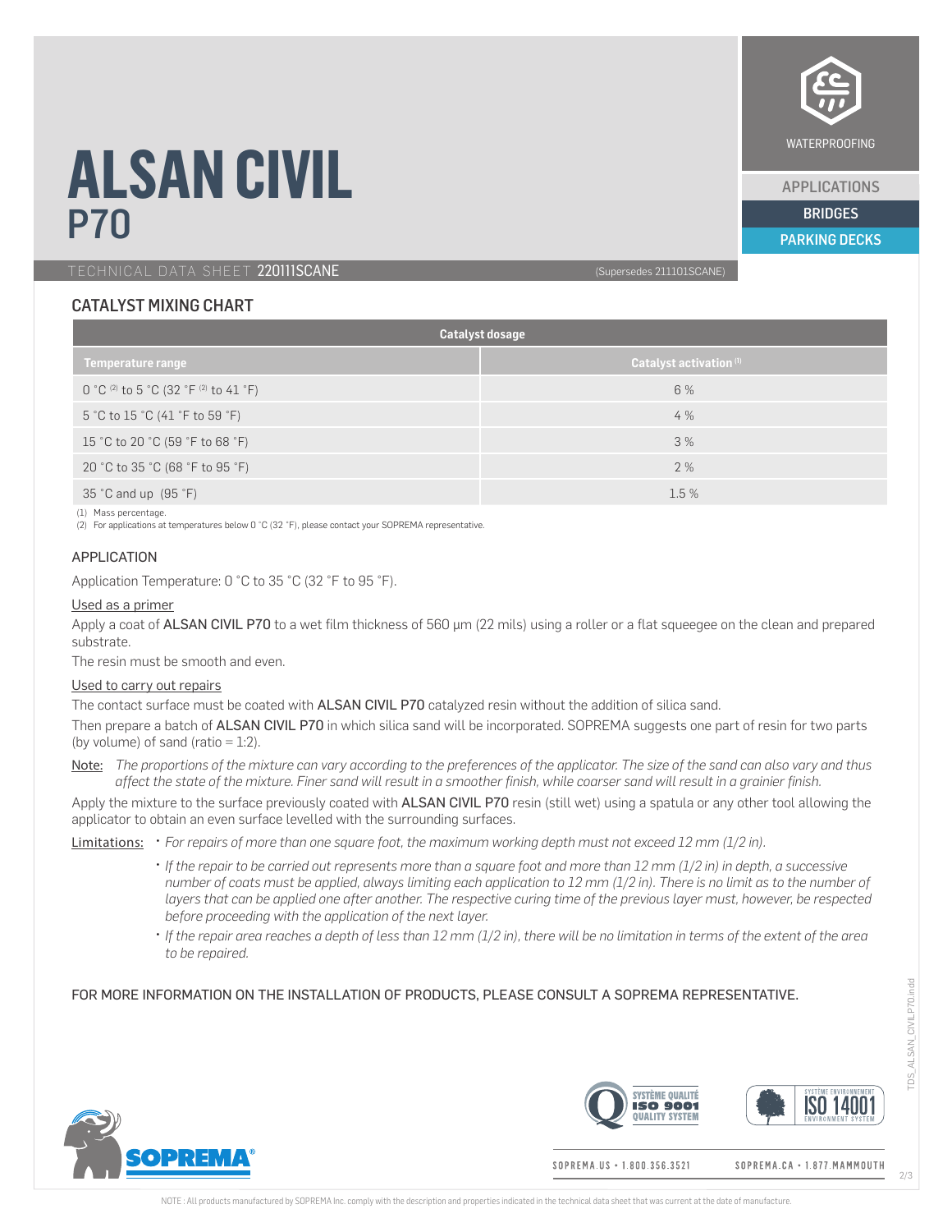# ALSAN CIVIL P70

WATERPROOFING

APPLICATIONS

BRIDGES

PARKING DECKS

TECHNICAL DATA SHEET **220111SCANE** (Supersedes 211101SCANE)

## CATALYST MIXING CHART

| Catalyst dosage | |
|---|---|
| **Temperature range** | **Catalyst activation [1]** |
| 0 °C [2] to 5 °C (32 °F [2] to 41 °F) | 6 % |
| 5 °C to 15 °C (41 °F to 59 °F) | 4 % |
| 15 °C to 20 °C (59 °F to 68 °F) | 3 % |
| 20 °C to 35 °C (68 °F to 95 °F) | 2 % |
| 35 °C and up (95 °F) | 1.5 % |

(1) Mass percentage.
(2) For applications at temperatures below 0 °C (32 °F), please contact your SOPREMA representative.

## APPLICATION

Application Temperature: 0 °C to 35 °C (32 °F to 95 °F).

Used as a primer

Apply a coat of ALSAN CIVIL P70 to a wet film thickness of 560 µm (22 mils) using a roller or a flat squeegee on the clean and prepared substrate.

The resin must be smooth and even.

Used to carry out repairs

The contact surface must be coated with ALSAN CIVIL P70 catalyzed resin without the addition of silica sand.

Then prepare a batch of ALSAN CIVIL P70 in which silica sand will be incorporated. SOPREMA suggests one part of resin for two parts (by volume) of sand (ratio = 1:2).

Note: *The proportions of the mixture can vary according to the preferences of the applicator. The size of the sand can also vary and thus affect the state of the mixture. Finer sand will result in a smoother finish, while coarser sand will result in a grainier finish.*

Apply the mixture to the surface previously coated with ALSAN CIVIL P70 resin (still wet) using a spatula or any other tool allowing the applicator to obtain an even surface levelled with the surrounding surfaces.

Limitations:

- *For repairs of more than one square foot, the maximum working depth must not exceed 12 mm (1/2 in).*
- *If the repair to be carried out represents more than a square foot and more than 12 mm (1/2 in) in depth, a successive number of coats must be applied, always limiting each application to 12 mm (1/2 in). There is no limit as to the number of layers that can be applied one after another. The respective curing time of the previous layer must, however, be respected before proceeding with the application of the next layer.*
- *If the repair area reaches a depth of less than 12 mm (1/2 in), there will be no limitation in terms of the extent of the area to be repaired.*

FOR MORE INFORMATION ON THE INSTALLATION OF PRODUCTS, PLEASE CONSULT A SOPREMA REPRESENTATIVE.

SOPREMA.US • 1.800.356.3521 SOPREMA.CA • 1.877.MAMMOUTH

NOTE : All products manufactured by SOPREMA Inc. comply with the description and properties indicated in the technical data sheet that was current at the date of manufacture.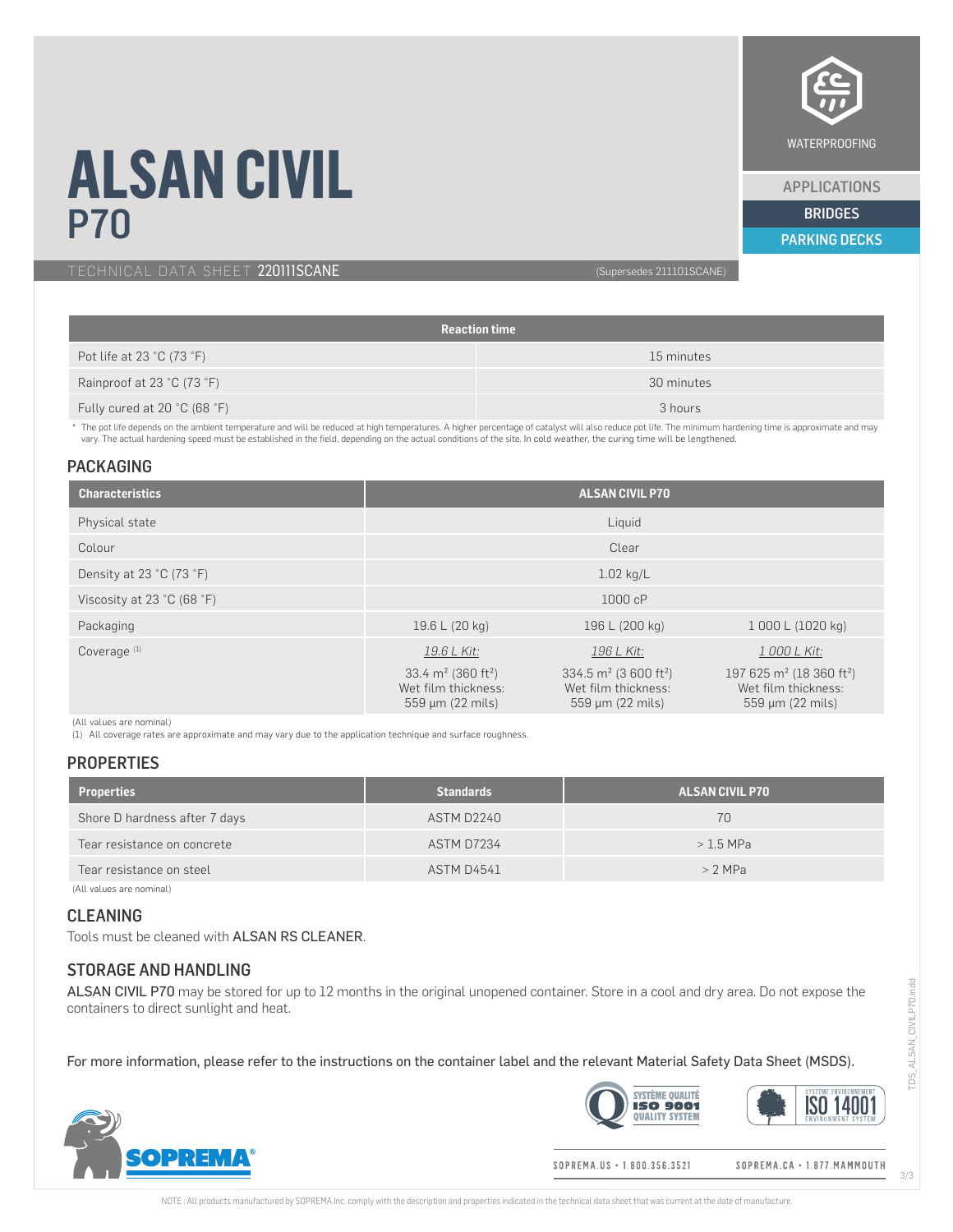# ALSAN CIVIL P70

TECHNICAL DATA SHEET 220111SCANE (Supersedes 211101SCANE)

WATERPROOFING

APPLICATIONS

BRIDGES

PARKING DECKS

| Reaction time | |
|---|---|
| Pot life at 23 °C (73 °F) | 15 minutes |
| Rainproof at 23 °C (73 °F) | 30 minutes |
| Fully cured at 20 °C (68 °F) | 3 hours |

\* The pot life depends on the ambient temperature and will be reduced at high temperatures. A higher percentage of catalyst will also reduce pot life. The minimum hardening time is approximate and may vary. The actual hardening speed must be established in the field, depending on the actual conditions of the site. In cold weather, the curing time will be lengthened.

## PACKAGING

| Characteristics | ALSAN CIVIL P70 | | |
|---|---|---|---|
| Physical state | Liquid | | |
| Colour | Clear | | |
| Density at 23 °C (73 °F) | 1.02 kg/L | | |
| Viscosity at 23 °C (68 °F) | 1000 cP | | |
| Packaging | 19.6 L (20 kg) | 196 L (200 kg) | 1 000 L (1020 kg) |
| Coverage (1) | *19.6 L Kit:* 33.4 m² (360 ft²) Wet film thickness: 559 µm (22 mils) | *196 L Kit:* 334.5 m² (3 600 ft²) Wet film thickness: 559 µm (22 mils) | *1 000 L Kit:* 197 625 m² (18 360 ft²) Wet film thickness: 559 µm (22 mils) |

(All values are nominal)

(1) All coverage rates are approximate and may vary due to the application technique and surface roughness.

## PROPERTIES

| Properties | Standards | ALSAN CIVIL P70 |
|---|---|---|
| Shore D hardness after 7 days | ASTM D2240 | 70 |
| Tear resistance on concrete | ASTM D7234 | > 1.5 MPa |
| Tear resistance on steel | ASTM D4541 | > 2 MPa |

(All values are nominal)

## CLEANING

Tools must be cleaned with ALSAN RS CLEANER.

## STORAGE AND HANDLING

ALSAN CIVIL P70 may be stored for up to 12 months in the original unopened container. Store in a cool and dry area. Do not expose the containers to direct sunlight and heat.

For more information, please refer to the instructions on the container label and the relevant Material Safety Data Sheet (MSDS).

SOPREMA.US • 1.800.356.3521 SOPREMA.CA • 1.877.MAMMOUTH

NOTE : All products manufactured by SOPREMA Inc. comply with the description and properties indicated in the technical data sheet that was current at the date of manufacture.